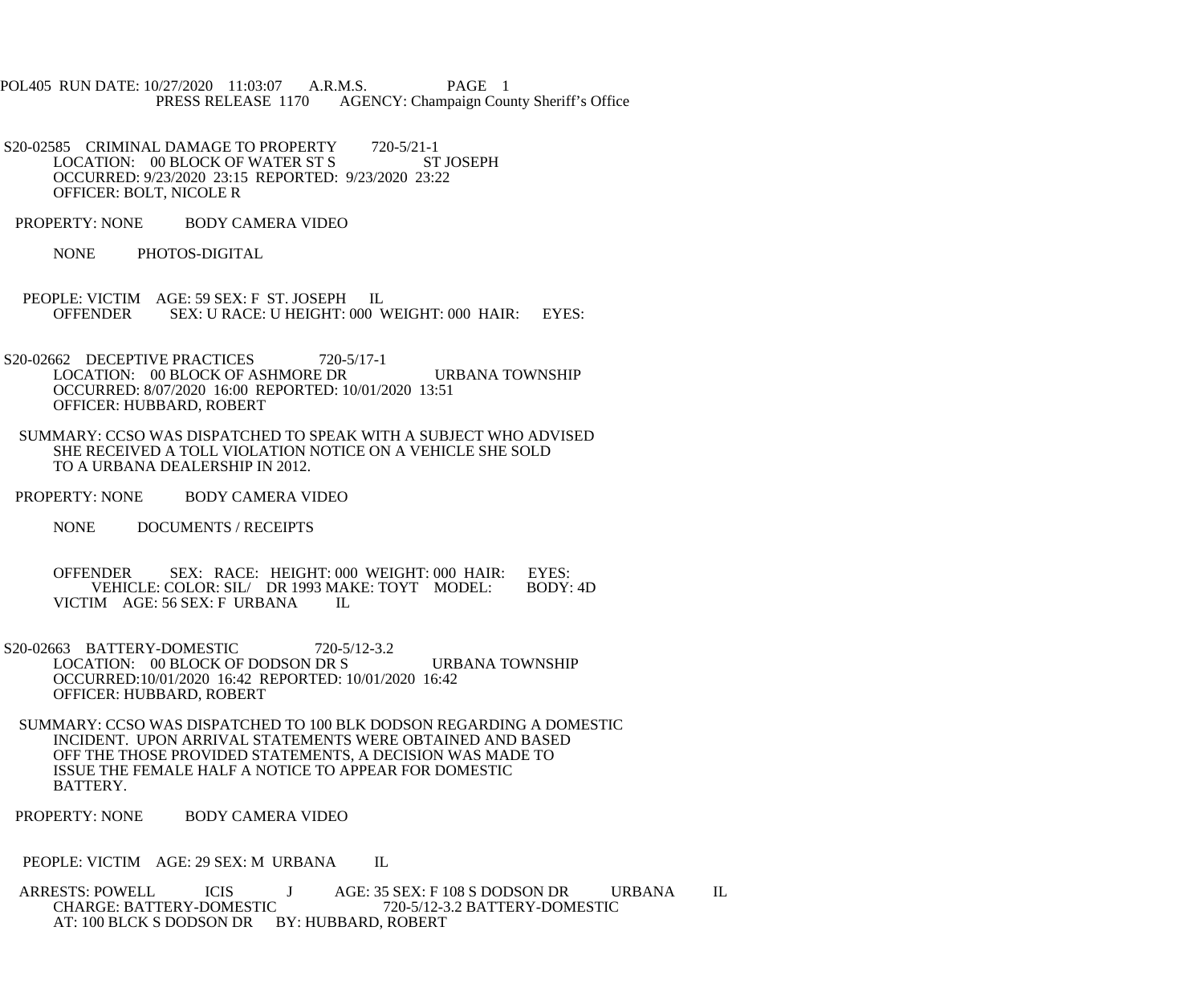POL405 RUN DATE: 10/27/2020 11:03:07 A.R.M.S. PAGE 1
PRESS RELEASE 1170 AGENCY: Champaign County Sheriff's Office

S20-02585 CRIMINAL DAMAGE TO PROPERTY 720-5/21-1
LOCATION: 00 BLOCK OF WATER ST S ST JOSEPH
OCCURRED: 9/23/2020 23:15 REPORTED: 9/23/2020 23:22
OFFICER: BOLT, NICOLE R

PROPERTY: NONE BODY CAMERA VIDEO

NONE PHOTOS-DIGITAL

PEOPLE: VICTIM AGE: 59 SEX: F ST. JOSEPH IL
OFFENDER SEX: U RACE: U HEIGHT: 000 WEIGHT: 000 HAIR: EYES:

S20-02662 DECEPTIVE PRACTICES 720-5/17-1
LOCATION: 00 BLOCK OF ASHMORE DR URBANA TOWNSHIP
OCCURRED: 8/07/2020 16:00 REPORTED: 10/01/2020 13:51
OFFICER: HUBBARD, ROBERT

SUMMARY: CCSO WAS DISPATCHED TO SPEAK WITH A SUBJECT WHO ADVISED SHE RECEIVED A TOLL VIOLATION NOTICE ON A VEHICLE SHE SOLD TO A URBANA DEALERSHIP IN 2012.

PROPERTY: NONE BODY CAMERA VIDEO

NONE DOCUMENTS / RECEIPTS

OFFENDER SEX: RACE: HEIGHT: 000 WEIGHT: 000 HAIR: EYES:
VEHICLE: COLOR: SIL/ DR 1993 MAKE: TOYT MODEL: BODY: 4D
VICTIM AGE: 56 SEX: F URBANA IL

S20-02663 BATTERY-DOMESTIC 720-5/12-3.2
LOCATION: 00 BLOCK OF DODSON DR S URBANA TOWNSHIP
OCCURRED:10/01/2020 16:42 REPORTED: 10/01/2020 16:42
OFFICER: HUBBARD, ROBERT

SUMMARY: CCSO WAS DISPATCHED TO 100 BLK DODSON REGARDING A DOMESTIC INCIDENT. UPON ARRIVAL STATEMENTS WERE OBTAINED AND BASED OFF THE THOSE PROVIDED STATEMENTS, A DECISION WAS MADE TO ISSUE THE FEMALE HALF A NOTICE TO APPEAR FOR DOMESTIC BATTERY.

PROPERTY: NONE BODY CAMERA VIDEO

PEOPLE: VICTIM AGE: 29 SEX: M URBANA IL

ARRESTS: POWELL ICIS J AGE: 35 SEX: F 108 S DODSON DR URBANA IL
CHARGE: BATTERY-DOMESTIC 720-5/12-3.2 BATTERY-DOMESTIC
AT: 100 BLCK S DODSON DR BY: HUBBARD, ROBERT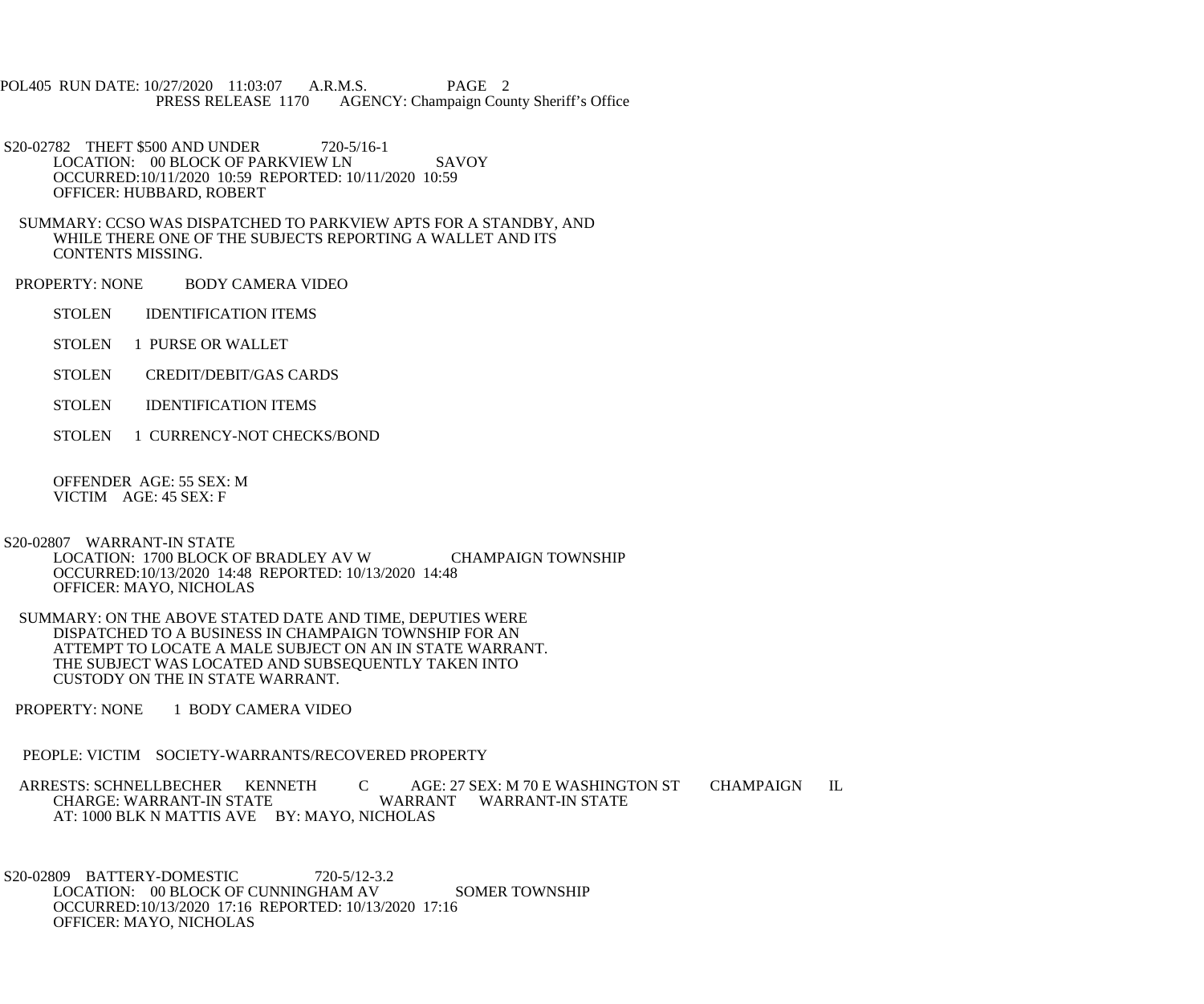S20-02782 THEFT $500 AND UNDER 720-5/16-1
LOCATION: 00 BLOCK OF PARKVIEW LN SAVOY
OCCURRED:10/11/2020 10:59 REPORTED: 10/11/2020 10:59
OFFICER: HUBBARD, ROBERT

SUMMARY: CCSO WAS DISPATCHED TO PARKVIEW APTS FOR A STANDBY, AND WHILE THERE ONE OF THE SUBJECTS REPORTING A WALLET AND ITS CONTENTS MISSING.

PROPERTY: NONE BODY CAMERA VIDEO

STOLEN IDENTIFICATION ITEMS

STOLEN 1 PURSE OR WALLET

STOLEN CREDIT/DEBIT/GAS CARDS

STOLEN IDENTIFICATION ITEMS

STOLEN 1 CURRENCY-NOT CHECKS/BOND

OFFENDER AGE: 55 SEX: M
VICTIM AGE: 45 SEX: F

S20-02807 WARRANT-IN STATE
LOCATION: 1700 BLOCK OF BRADLEY AV W CHAMPAIGN TOWNSHIP
OCCURRED:10/13/2020 14:48 REPORTED: 10/13/2020 14:48
OFFICER: MAYO, NICHOLAS

SUMMARY: ON THE ABOVE STATED DATE AND TIME, DEPUTIES WERE DISPATCHED TO A BUSINESS IN CHAMPAIGN TOWNSHIP FOR AN ATTEMPT TO LOCATE A MALE SUBJECT ON AN IN STATE WARRANT. THE SUBJECT WAS LOCATED AND SUBSEQUENTLY TAKEN INTO CUSTODY ON THE IN STATE WARRANT.

PROPERTY: NONE 1 BODY CAMERA VIDEO

PEOPLE: VICTIM SOCIETY-WARRANTS/RECOVERED PROPERTY

ARRESTS: SCHNELLBECHER KENNETH C AGE: 27 SEX: M 70 E WASHINGTON ST CHAMPAIGN IL
CHARGE: WARRANT-IN STATE WARRANT WARRANT-IN STATE
AT: 1000 BLK N MATTIS AVE BY: MAYO, NICHOLAS

S20-02809 BATTERY-DOMESTIC 720-5/12-3.2
LOCATION: 00 BLOCK OF CUNNINGHAM AV SOMER TOWNSHIP
OCCURRED:10/13/2020 17:16 REPORTED: 10/13/2020 17:16
OFFICER: MAYO, NICHOLAS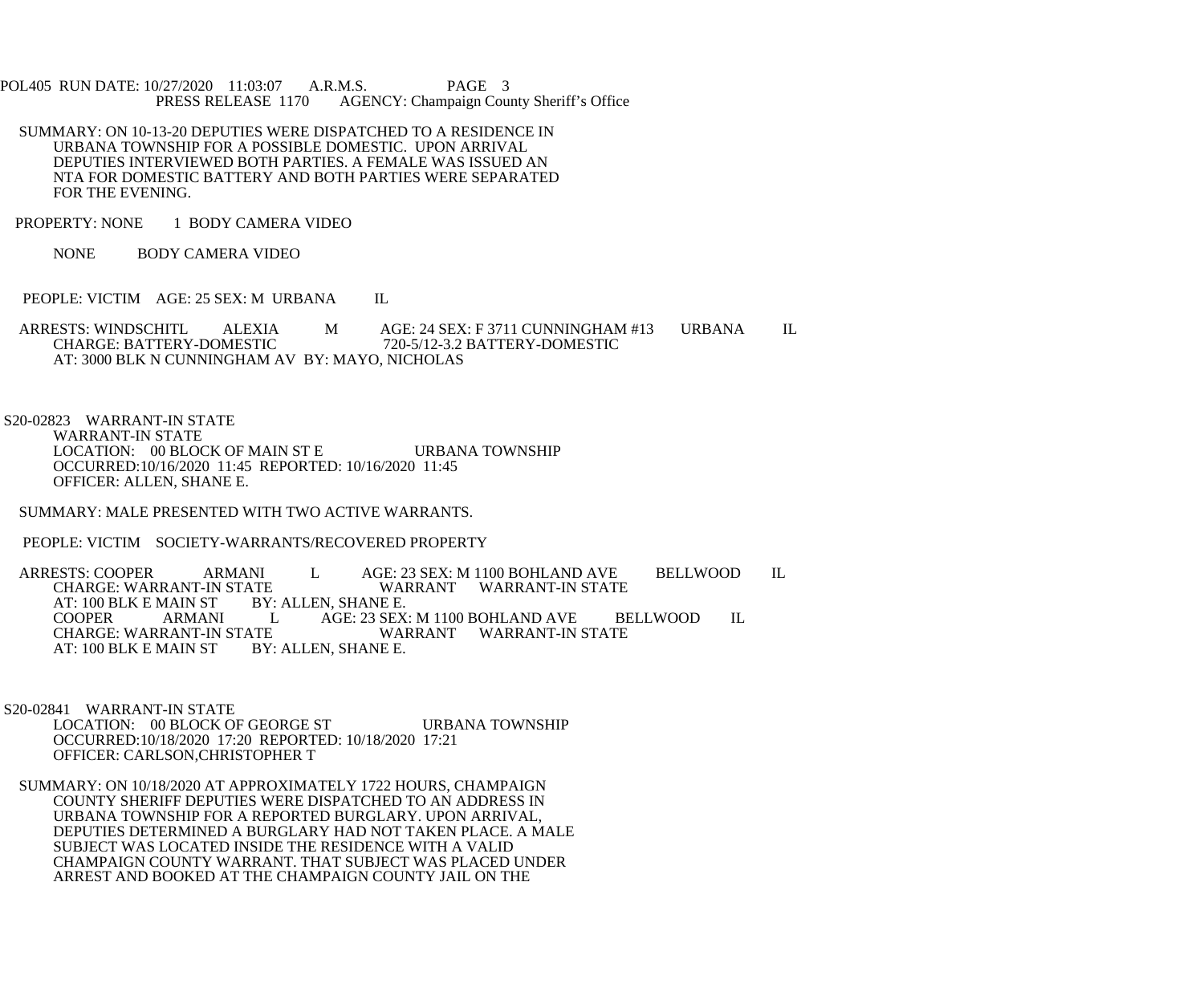SUMMARY: ON 10-13-20 DEPUTIES WERE DISPATCHED TO A RESIDENCE IN URBANA TOWNSHIP FOR A POSSIBLE DOMESTIC. UPON ARRIVAL DEPUTIES INTERVIEWED BOTH PARTIES. A FEMALE WAS ISSUED AN NTA FOR DOMESTIC BATTERY AND BOTH PARTIES WERE SEPARATED FOR THE EVENING.

PROPERTY: NONE 1 BODY CAMERA VIDEO

NONE BODY CAMERA VIDEO

PEOPLE: VICTIM AGE: 25 SEX: M URBANA IL

ARRESTS: WINDSCHITL ALEXIA M AGE: 24 SEX: F 3711 CUNNINGHAM #13 URBANA IL
CHARGE: BATTERY-DOMESTIC 720-5/12-3.2 BATTERY-DOMESTIC
AT: 3000 BLK N CUNNINGHAM AV BY: MAYO, NICHOLAS

S20-02823 WARRANT-IN STATE
WARRANT-IN STATE
LOCATION: 00 BLOCK OF MAIN ST E URBANA TOWNSHIP
OCCURRED:10/16/2020 11:45 REPORTED: 10/16/2020 11:45
OFFICER: ALLEN, SHANE E.

SUMMARY: MALE PRESENTED WITH TWO ACTIVE WARRANTS.

PEOPLE: VICTIM SOCIETY-WARRANTS/RECOVERED PROPERTY

ARRESTS: COOPER ARMANI L AGE: 23 SEX: M 1100 BOHLAND AVE BELLWOOD IL
CHARGE: WARRANT-IN STATE WARRANT WARRANT-IN STATE
AT: 100 BLK E MAIN ST BY: ALLEN, SHANE E.
COOPER ARMANI L AGE: 23 SEX: M 1100 BOHLAND AVE BELLWOOD IL
CHARGE: WARRANT-IN STATE WARRANT WARRANT-IN STATE
AT: 100 BLK E MAIN ST BY: ALLEN, SHANE E.

S20-02841 WARRANT-IN STATE
LOCATION: 00 BLOCK OF GEORGE ST URBANA TOWNSHIP
OCCURRED:10/18/2020 17:20 REPORTED: 10/18/2020 17:21
OFFICER: CARLSON,CHRISTOPHER T

SUMMARY: ON 10/18/2020 AT APPROXIMATELY 1722 HOURS, CHAMPAIGN COUNTY SHERIFF DEPUTIES WERE DISPATCHED TO AN ADDRESS IN URBANA TOWNSHIP FOR A REPORTED BURGLARY. UPON ARRIVAL, DEPUTIES DETERMINED A BURGLARY HAD NOT TAKEN PLACE. A MALE SUBJECT WAS LOCATED INSIDE THE RESIDENCE WITH A VALID CHAMPAIGN COUNTY WARRANT. THAT SUBJECT WAS PLACED UNDER ARREST AND BOOKED AT THE CHAMPAIGN COUNTY JAIL ON THE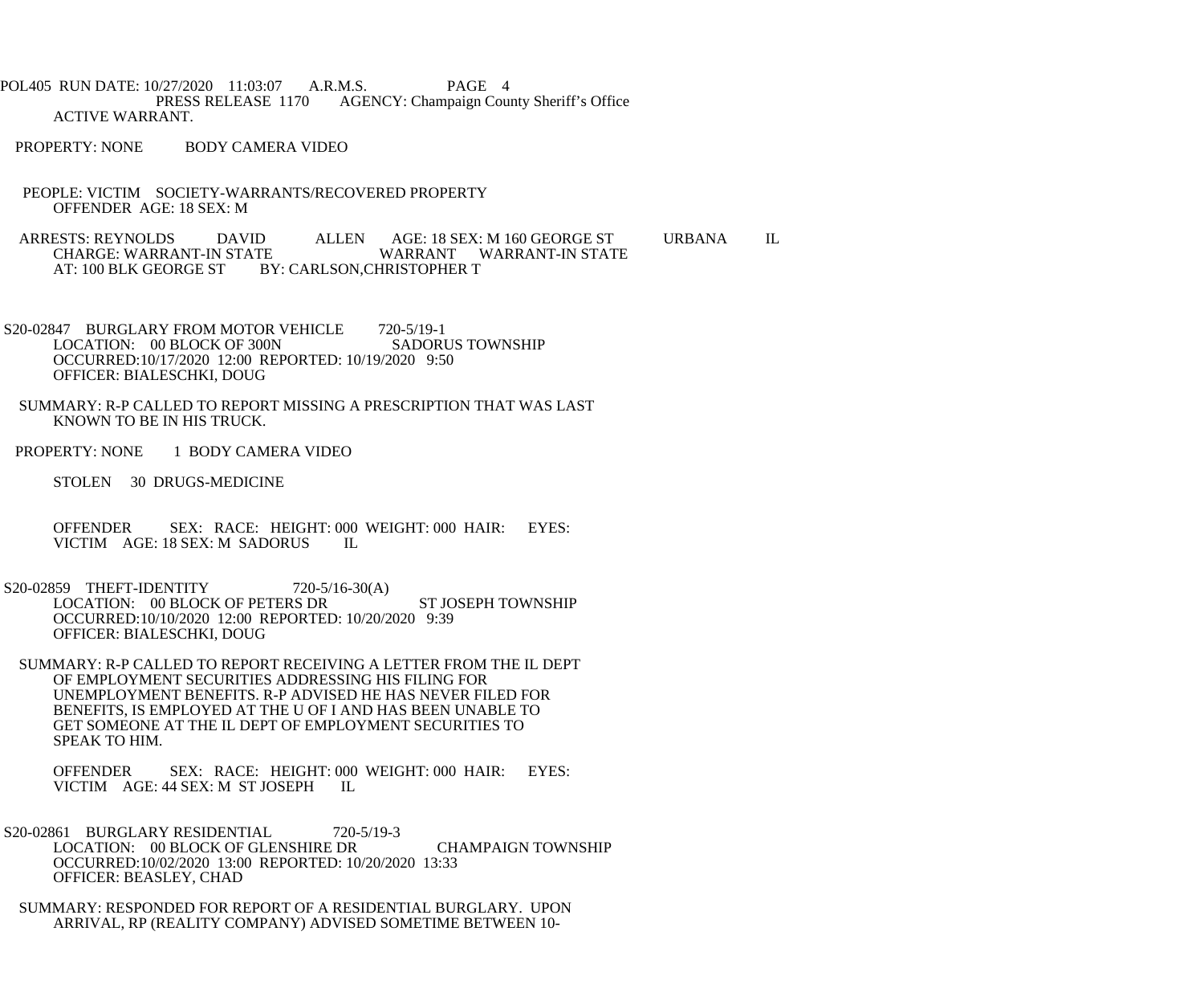ACTIVE WARRANT.

PROPERTY: NONE BODY CAMERA VIDEO

PEOPLE: VICTIM SOCIETY-WARRANTS/RECOVERED PROPERTY
OFFENDER AGE: 18 SEX: M

ARRESTS: REYNOLDS DAVID ALLEN AGE: 18 SEX: M 160 GEORGE ST URBANA IL
CHARGE: WARRANT-IN STATE WARRANT WARRANT-IN STATE
AT: 100 BLK GEORGE ST BY: CARLSON,CHRISTOPHER T

S20-02847 BURGLARY FROM MOTOR VEHICLE 720-5/19-1
LOCATION: 00 BLOCK OF 300N SADORUS TOWNSHIP
OCCURRED:10/17/2020 12:00 REPORTED: 10/19/2020 9:50
OFFICER: BIALESCHKI, DOUG

SUMMARY: R-P CALLED TO REPORT MISSING A PRESCRIPTION THAT WAS LAST KNOWN TO BE IN HIS TRUCK.

PROPERTY: NONE 1 BODY CAMERA VIDEO

STOLEN 30 DRUGS-MEDICINE

OFFENDER SEX: RACE: HEIGHT: 000 WEIGHT: 000 HAIR: EYES:
VICTIM AGE: 18 SEX: M SADORUS IL

S20-02859 THEFT-IDENTITY 720-5/16-30(A)
LOCATION: 00 BLOCK OF PETERS DR ST JOSEPH TOWNSHIP
OCCURRED:10/10/2020 12:00 REPORTED: 10/20/2020 9:39
OFFICER: BIALESCHKI, DOUG

SUMMARY: R-P CALLED TO REPORT RECEIVING A LETTER FROM THE IL DEPT OF EMPLOYMENT SECURITIES ADDRESSING HIS FILING FOR UNEMPLOYMENT BENEFITS. R-P ADVISED HE HAS NEVER FILED FOR BENEFITS, IS EMPLOYED AT THE U OF I AND HAS BEEN UNABLE TO GET SOMEONE AT THE IL DEPT OF EMPLOYMENT SECURITIES TO SPEAK TO HIM.

OFFENDER SEX: RACE: HEIGHT: 000 WEIGHT: 000 HAIR: EYES:
VICTIM AGE: 44 SEX: M ST JOSEPH IL

S20-02861 BURGLARY RESIDENTIAL 720-5/19-3
LOCATION: 00 BLOCK OF GLENSHIRE DR CHAMPAIGN TOWNSHIP
OCCURRED:10/02/2020 13:00 REPORTED: 10/20/2020 13:33
OFFICER: BEASLEY, CHAD

SUMMARY: RESPONDED FOR REPORT OF A RESIDENTIAL BURGLARY. UPON ARRIVAL, RP (REALITY COMPANY) ADVISED SOMETIME BETWEEN 10-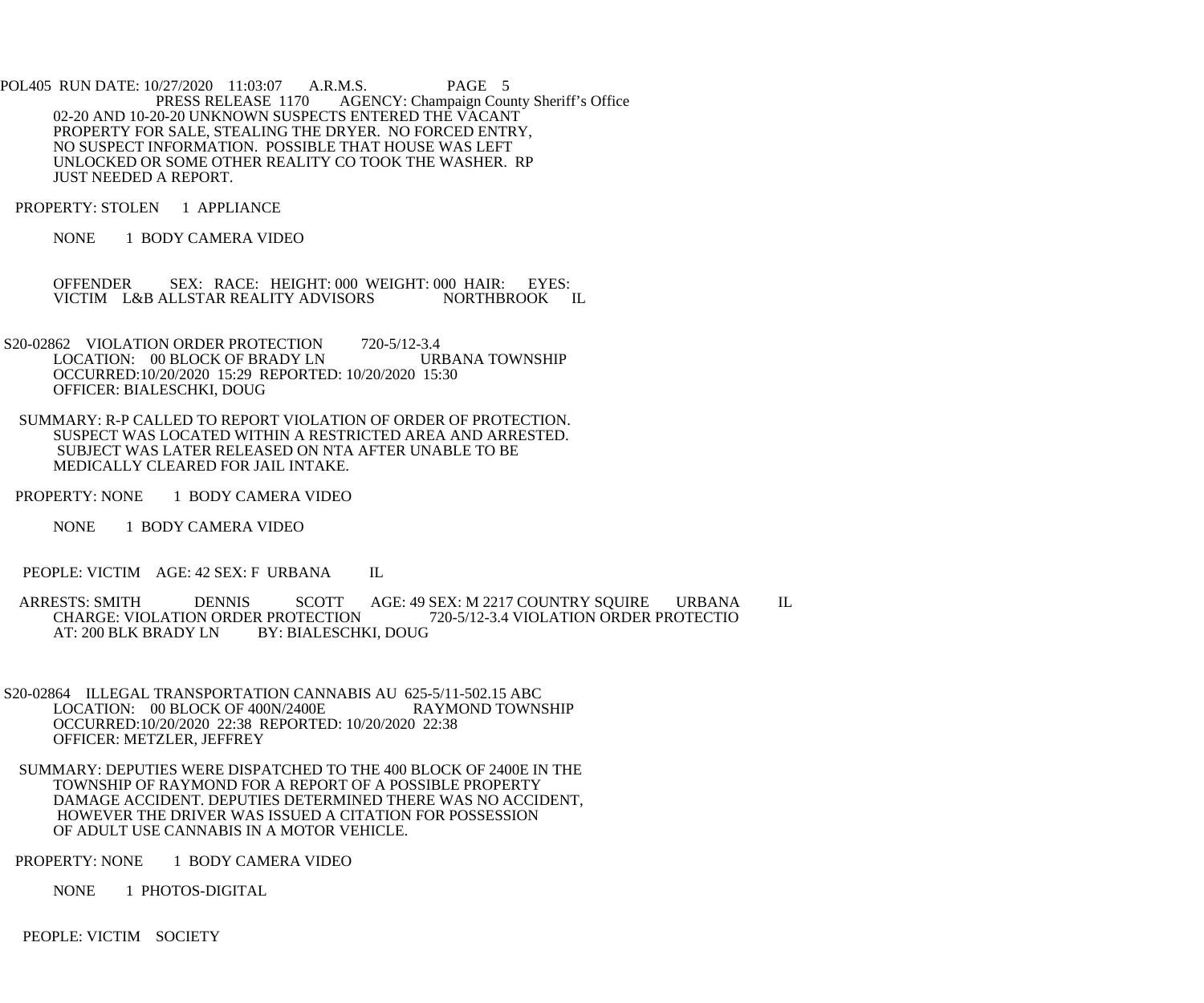POL405 RUN DATE: 10/27/2020 11:03:07 A.R.M.S. PAGE 5
PRESS RELEASE 1170 AGENCY: Champaign County Sheriff's Office

02-20 AND 10-20-20 UNKNOWN SUSPECTS ENTERED THE VACANT PROPERTY FOR SALE, STEALING THE DRYER. NO FORCED ENTRY, NO SUSPECT INFORMATION. POSSIBLE THAT HOUSE WAS LEFT UNLOCKED OR SOME OTHER REALITY CO TOOK THE WASHER. RP JUST NEEDED A REPORT.

PROPERTY: STOLEN 1 APPLIANCE

NONE 1 BODY CAMERA VIDEO

OFFENDER SEX: RACE: HEIGHT: 000 WEIGHT: 000 HAIR: EYES:
VICTIM L&B ALLSTAR REALITY ADVISORS NORTHBROOK IL

S20-02862 VIOLATION ORDER PROTECTION 720-5/12-3.4
LOCATION: 00 BLOCK OF BRADY LN URBANA TOWNSHIP
OCCURRED:10/20/2020 15:29 REPORTED: 10/20/2020 15:30
OFFICER: BIALESCHKI, DOUG

SUMMARY: R-P CALLED TO REPORT VIOLATION OF ORDER OF PROTECTION. SUSPECT WAS LOCATED WITHIN A RESTRICTED AREA AND ARRESTED. SUBJECT WAS LATER RELEASED ON NTA AFTER UNABLE TO BE MEDICALLY CLEARED FOR JAIL INTAKE.

PROPERTY: NONE 1 BODY CAMERA VIDEO

NONE 1 BODY CAMERA VIDEO

PEOPLE: VICTIM AGE: 42 SEX: F URBANA IL

ARRESTS: SMITH DENNIS SCOTT AGE: 49 SEX: M 2217 COUNTRY SQUIRE URBANA IL
CHARGE: VIOLATION ORDER PROTECTION 720-5/12-3.4 VIOLATION ORDER PROTECTIO
AT: 200 BLK BRADY LN BY: BIALESCHKI, DOUG

S20-02864 ILLEGAL TRANSPORTATION CANNABIS AU 625-5/11-502.15 ABC
LOCATION: 00 BLOCK OF 400N/2400E RAYMOND TOWNSHIP
OCCURRED:10/20/2020 22:38 REPORTED: 10/20/2020 22:38
OFFICER: METZLER, JEFFREY

SUMMARY: DEPUTIES WERE DISPATCHED TO THE 400 BLOCK OF 2400E IN THE TOWNSHIP OF RAYMOND FOR A REPORT OF A POSSIBLE PROPERTY DAMAGE ACCIDENT. DEPUTIES DETERMINED THERE WAS NO ACCIDENT, HOWEVER THE DRIVER WAS ISSUED A CITATION FOR POSSESSION OF ADULT USE CANNABIS IN A MOTOR VEHICLE.

PROPERTY: NONE 1 BODY CAMERA VIDEO

NONE 1 PHOTOS-DIGITAL

PEOPLE: VICTIM SOCIETY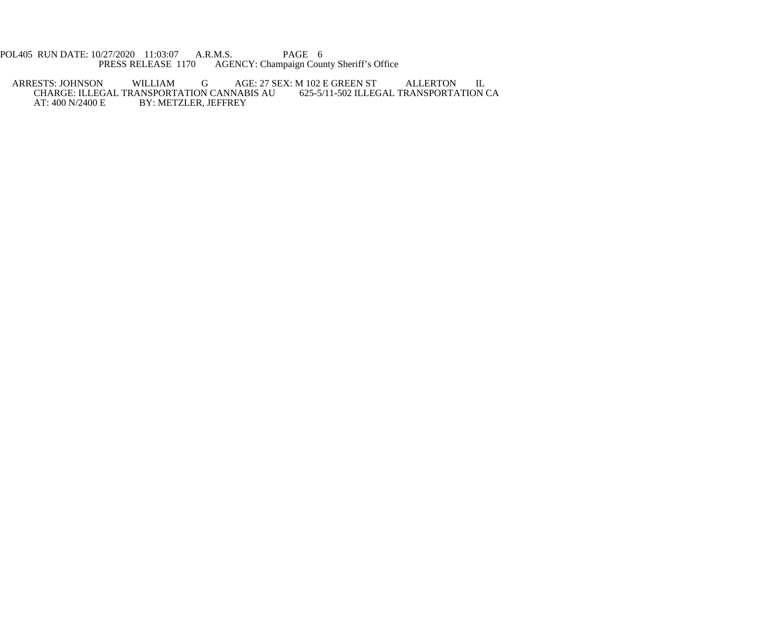POL405 RUN DATE: 10/27/2020 11:03:07 A.R.M.S. PAGE 6
PRESS RELEASE 1170 AGENCY: Champaign County Sheriff's Office

ARRESTS: JOHNSON WILLIAM G AGE: 27 SEX: M 102 E GREEN ST ALLERTON IL
CHARGE: ILLEGAL TRANSPORTATION CANNABIS AU 625-5/11-502 ILLEGAL TRANSPORTATION CA
AT: 400 N/2400 E BY: METZLER, JEFFREY